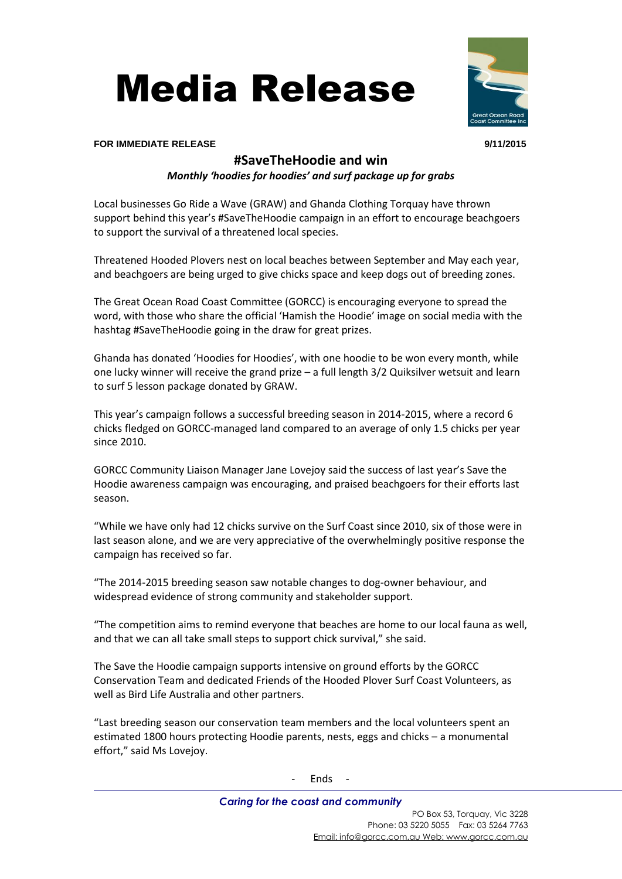# Media Release

**FOR IMMEDIATE RELEASE** **9/11/2015**

## #SaveTheHoodie and win

***Monthly 'hoodies for hoodies' and surf package up for grabs***

Local businesses Go Ride a Wave (GRAW) and Ghanda Clothing Torquay have thrown support behind this year's #SaveTheHoodie campaign in an effort to encourage beachgoers to support the survival of a threatened local species.

Threatened Hooded Plovers nest on local beaches between September and May each year, and beachgoers are being urged to give chicks space and keep dogs out of breeding zones.

The Great Ocean Road Coast Committee (GORCC) is encouraging everyone to spread the word, with those who share the official 'Hamish the Hoodie' image on social media with the hashtag #SaveTheHoodie going in the draw for great prizes.

Ghanda has donated 'Hoodies for Hoodies', with one hoodie to be won every month, while one lucky winner will receive the grand prize – a full length 3/2 Quiksilver wetsuit and learn to surf 5 lesson package donated by GRAW.

This year's campaign follows a successful breeding season in 2014-2015, where a record 6 chicks fledged on GORCC-managed land compared to an average of only 1.5 chicks per year since 2010.

GORCC Community Liaison Manager Jane Lovejoy said the success of last year's Save the Hoodie awareness campaign was encouraging, and praised beachgoers for their efforts last season.

"While we have only had 12 chicks survive on the Surf Coast since 2010, six of those were in last season alone, and we are very appreciative of the overwhelmingly positive response the campaign has received so far.

"The 2014-2015 breeding season saw notable changes to dog-owner behaviour, and widespread evidence of strong community and stakeholder support.

"The competition aims to remind everyone that beaches are home to our local fauna as well, and that we can all take small steps to support chick survival," she said.

The Save the Hoodie campaign supports intensive on ground efforts by the GORCC Conservation Team and dedicated Friends of the Hooded Plover Surf Coast Volunteers, as well as Bird Life Australia and other partners.

"Last breeding season our conservation team members and the local volunteers spent an estimated 1800 hours protecting Hoodie parents, nests, eggs and chicks – a monumental effort," said Ms Lovejoy.

\- Ends -

*Caring for the coast and community*

PO Box 53, Torquay, Vic 3228
Phone: 03 5220 5055 Fax: 03 5264 7763
Email: info@gorcc.com.au Web: www.gorcc.com.au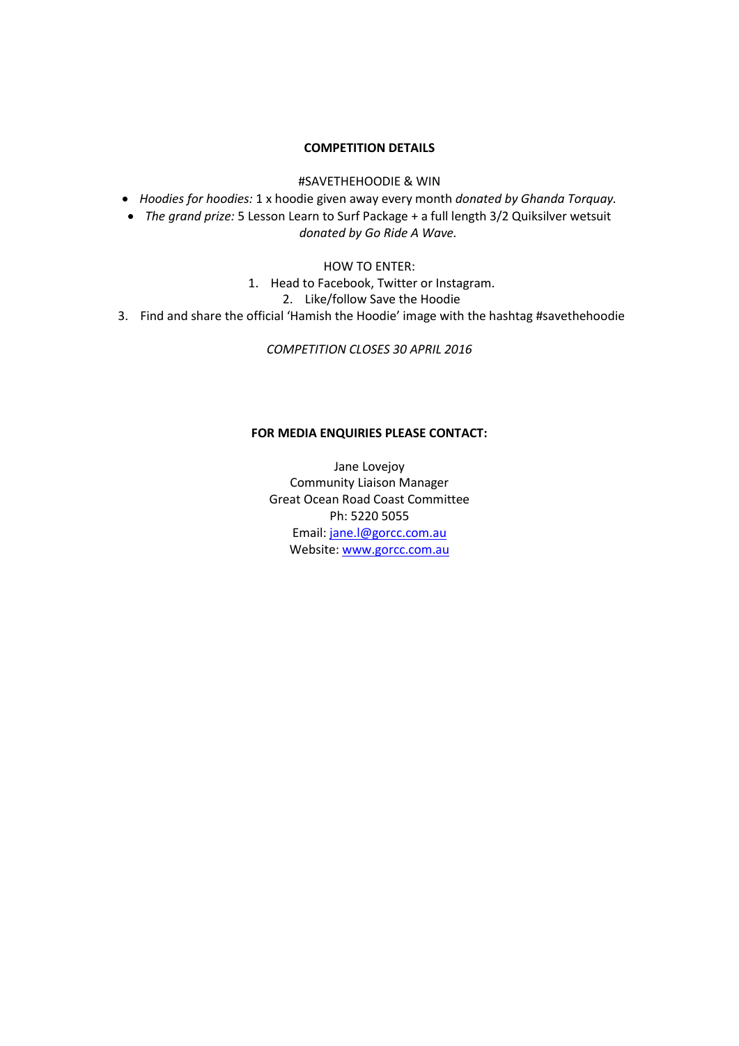**COMPETITION DETAILS**

#SAVETHEHOODIE & WIN

- *Hoodies for hoodies:* 1 x hoodie given away every month *donated by Ghanda Torquay.*
- *The grand prize:* 5 Lesson Learn to Surf Package + a full length 3/2 Quiksilver wetsuit *donated by Go Ride A Wave.*

HOW TO ENTER:

1. Head to Facebook, Twitter or Instagram.
2. Like/follow Save the Hoodie
3. Find and share the official 'Hamish the Hoodie' image with the hashtag #savethehoodie

*COMPETITION CLOSES 30 APRIL 2016*

**FOR MEDIA ENQUIRIES PLEASE CONTACT:**

Jane Lovejoy
Community Liaison Manager
Great Ocean Road Coast Committee
Ph: 5220 5055
Email: jane.l@gorcc.com.au
Website: www.gorcc.com.au